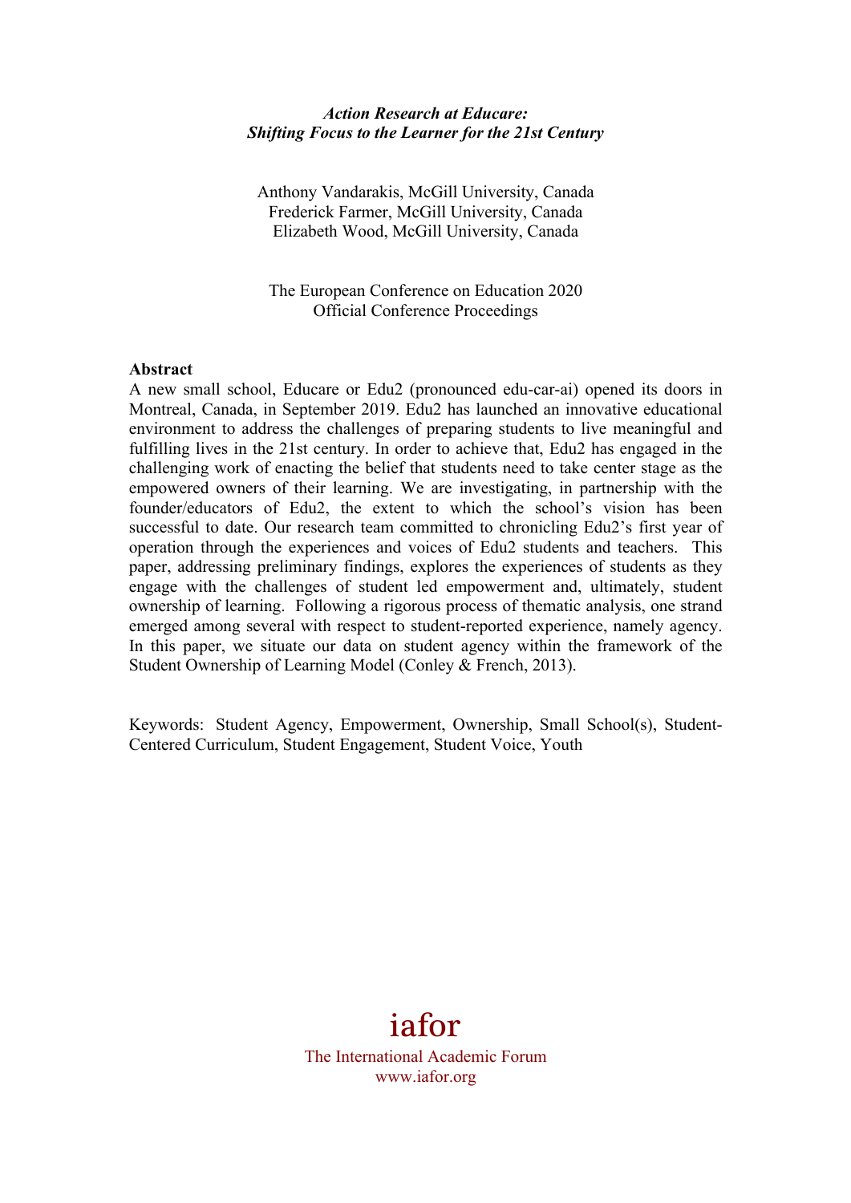# *Action Research at Educare: Shifting Focus to the Learner for the 21st Century*

Anthony Vandarakis, McGill University, Canada
Frederick Farmer, McGill University, Canada
Elizabeth Wood, McGill University, Canada

The European Conference on Education 2020
Official Conference Proceedings

## Abstract

A new small school, Educare or Edu2 (pronounced edu-car-ai) opened its doors in Montreal, Canada, in September 2019. Edu2 has launched an innovative educational environment to address the challenges of preparing students to live meaningful and fulfilling lives in the 21st century. In order to achieve that, Edu2 has engaged in the challenging work of enacting the belief that students need to take center stage as the empowered owners of their learning. We are investigating, in partnership with the founder/educators of Edu2, the extent to which the school's vision has been successful to date. Our research team committed to chronicling Edu2's first year of operation through the experiences and voices of Edu2 students and teachers. This paper, addressing preliminary findings, explores the experiences of students as they engage with the challenges of student led empowerment and, ultimately, student ownership of learning. Following a rigorous process of thematic analysis, one strand emerged among several with respect to student-reported experience, namely agency. In this paper, we situate our data on student agency within the framework of the Student Ownership of Learning Model (Conley & French, 2013).

Keywords: Student Agency, Empowerment, Ownership, Small School(s), Student-Centered Curriculum, Student Engagement, Student Voice, Youth

iafor
The International Academic Forum
www.iafor.org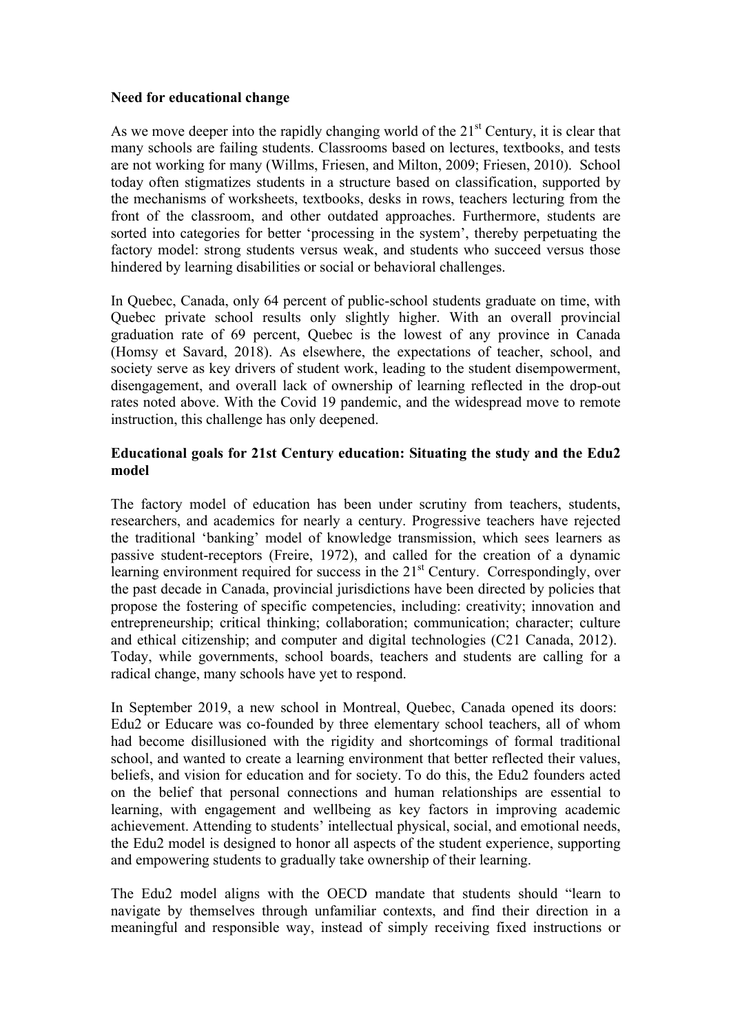**Need for educational change**

As we move deeper into the rapidly changing world of the 21st Century, it is clear that many schools are failing students. Classrooms based on lectures, textbooks, and tests are not working for many (Willms, Friesen, and Milton, 2009; Friesen, 2010). School today often stigmatizes students in a structure based on classification, supported by the mechanisms of worksheets, textbooks, desks in rows, teachers lecturing from the front of the classroom, and other outdated approaches. Furthermore, students are sorted into categories for better 'processing in the system', thereby perpetuating the factory model: strong students versus weak, and students who succeed versus those hindered by learning disabilities or social or behavioral challenges.

In Quebec, Canada, only 64 percent of public-school students graduate on time, with Quebec private school results only slightly higher. With an overall provincial graduation rate of 69 percent, Quebec is the lowest of any province in Canada (Homsy et Savard, 2018). As elsewhere, the expectations of teacher, school, and society serve as key drivers of student work, leading to the student disempowerment, disengagement, and overall lack of ownership of learning reflected in the drop-out rates noted above. With the Covid 19 pandemic, and the widespread move to remote instruction, this challenge has only deepened.

**Educational goals for 21st Century education: Situating the study and the Edu2 model**

The factory model of education has been under scrutiny from teachers, students, researchers, and academics for nearly a century. Progressive teachers have rejected the traditional 'banking' model of knowledge transmission, which sees learners as passive student-receptors (Freire, 1972), and called for the creation of a dynamic learning environment required for success in the 21st Century. Correspondingly, over the past decade in Canada, provincial jurisdictions have been directed by policies that propose the fostering of specific competencies, including: creativity; innovation and entrepreneurship; critical thinking; collaboration; communication; character; culture and ethical citizenship; and computer and digital technologies (C21 Canada, 2012). Today, while governments, school boards, teachers and students are calling for a radical change, many schools have yet to respond.

In September 2019, a new school in Montreal, Quebec, Canada opened its doors: Edu2 or Educare was co-founded by three elementary school teachers, all of whom had become disillusioned with the rigidity and shortcomings of formal traditional school, and wanted to create a learning environment that better reflected their values, beliefs, and vision for education and for society. To do this, the Edu2 founders acted on the belief that personal connections and human relationships are essential to learning, with engagement and wellbeing as key factors in improving academic achievement. Attending to students' intellectual physical, social, and emotional needs, the Edu2 model is designed to honor all aspects of the student experience, supporting and empowering students to gradually take ownership of their learning.

The Edu2 model aligns with the OECD mandate that students should "learn to navigate by themselves through unfamiliar contexts, and find their direction in a meaningful and responsible way, instead of simply receiving fixed instructions or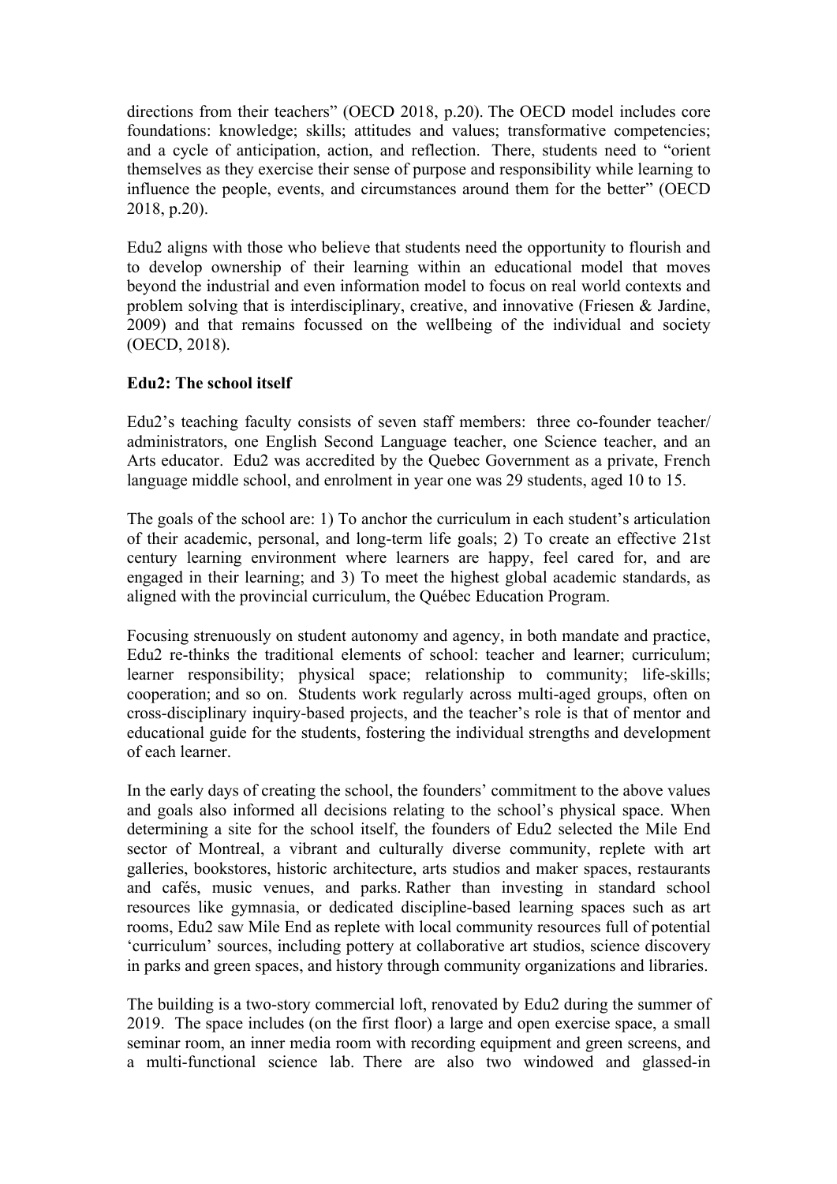directions from their teachers" (OECD 2018, p.20). The OECD model includes core foundations: knowledge; skills; attitudes and values; transformative competencies; and a cycle of anticipation, action, and reflection. There, students need to "orient themselves as they exercise their sense of purpose and responsibility while learning to influence the people, events, and circumstances around them for the better" (OECD 2018, p.20).

Edu2 aligns with those who believe that students need the opportunity to flourish and to develop ownership of their learning within an educational model that moves beyond the industrial and even information model to focus on real world contexts and problem solving that is interdisciplinary, creative, and innovative (Friesen & Jardine, 2009) and that remains focussed on the wellbeing of the individual and society (OECD, 2018).

**Edu2: The school itself**

Edu2's teaching faculty consists of seven staff members: three co-founder teacher/ administrators, one English Second Language teacher, one Science teacher, and an Arts educator. Edu2 was accredited by the Quebec Government as a private, French language middle school, and enrolment in year one was 29 students, aged 10 to 15.

The goals of the school are: 1) To anchor the curriculum in each student's articulation of their academic, personal, and long-term life goals; 2) To create an effective 21st century learning environment where learners are happy, feel cared for, and are engaged in their learning; and 3) To meet the highest global academic standards, as aligned with the provincial curriculum, the Québec Education Program.

Focusing strenuously on student autonomy and agency, in both mandate and practice, Edu2 re-thinks the traditional elements of school: teacher and learner; curriculum; learner responsibility; physical space; relationship to community; life-skills; cooperation; and so on. Students work regularly across multi-aged groups, often on cross-disciplinary inquiry-based projects, and the teacher's role is that of mentor and educational guide for the students, fostering the individual strengths and development of each learner.

In the early days of creating the school, the founders' commitment to the above values and goals also informed all decisions relating to the school's physical space. When determining a site for the school itself, the founders of Edu2 selected the Mile End sector of Montreal, a vibrant and culturally diverse community, replete with art galleries, bookstores, historic architecture, arts studios and maker spaces, restaurants and cafés, music venues, and parks. Rather than investing in standard school resources like gymnasia, or dedicated discipline-based learning spaces such as art rooms, Edu2 saw Mile End as replete with local community resources full of potential 'curriculum' sources, including pottery at collaborative art studios, science discovery in parks and green spaces, and history through community organizations and libraries.

The building is a two-story commercial loft, renovated by Edu2 during the summer of 2019. The space includes (on the first floor) a large and open exercise space, a small seminar room, an inner media room with recording equipment and green screens, and a multi-functional science lab. There are also two windowed and glassed-in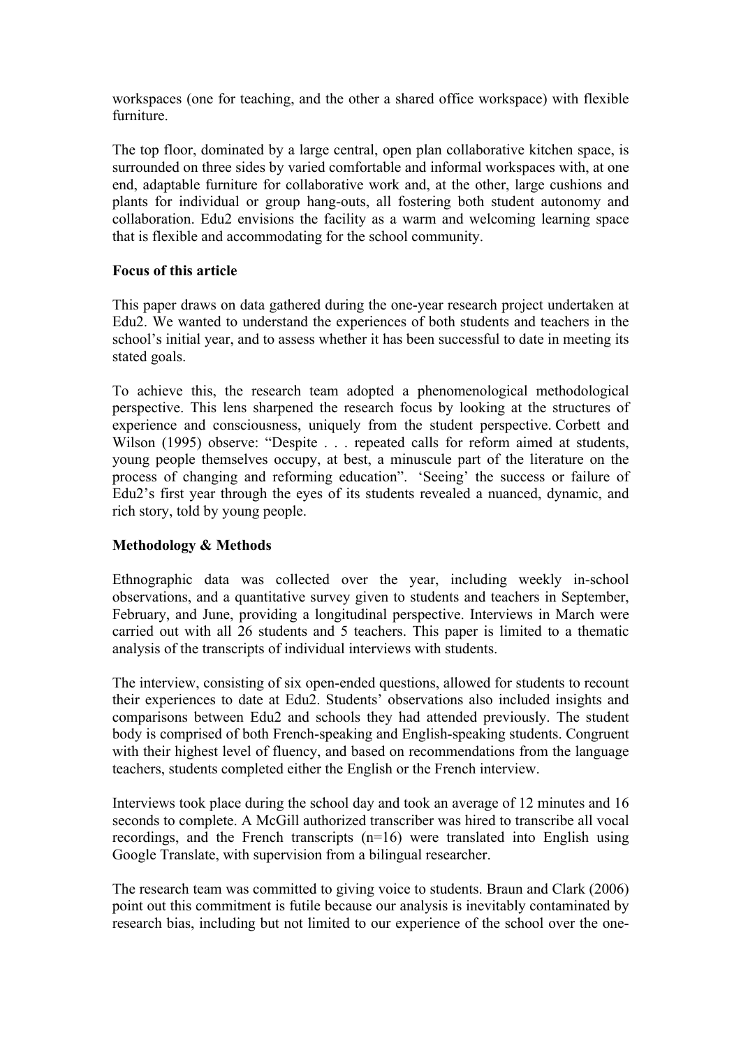workspaces (one for teaching, and the other a shared office workspace) with flexible furniture.

The top floor, dominated by a large central, open plan collaborative kitchen space, is surrounded on three sides by varied comfortable and informal workspaces with, at one end, adaptable furniture for collaborative work and, at the other, large cushions and plants for individual or group hang-outs, all fostering both student autonomy and collaboration. Edu2 envisions the facility as a warm and welcoming learning space that is flexible and accommodating for the school community.

**Focus of this article**

This paper draws on data gathered during the one-year research project undertaken at Edu2. We wanted to understand the experiences of both students and teachers in the school's initial year, and to assess whether it has been successful to date in meeting its stated goals.

To achieve this, the research team adopted a phenomenological methodological perspective. This lens sharpened the research focus by looking at the structures of experience and consciousness, uniquely from the student perspective. Corbett and Wilson (1995) observe: "Despite . . . repeated calls for reform aimed at students, young people themselves occupy, at best, a minuscule part of the literature on the process of changing and reforming education". 'Seeing' the success or failure of Edu2's first year through the eyes of its students revealed a nuanced, dynamic, and rich story, told by young people.

**Methodology & Methods**

Ethnographic data was collected over the year, including weekly in-school observations, and a quantitative survey given to students and teachers in September, February, and June, providing a longitudinal perspective. Interviews in March were carried out with all 26 students and 5 teachers. This paper is limited to a thematic analysis of the transcripts of individual interviews with students.

The interview, consisting of six open-ended questions, allowed for students to recount their experiences to date at Edu2. Students' observations also included insights and comparisons between Edu2 and schools they had attended previously. The student body is comprised of both French-speaking and English-speaking students. Congruent with their highest level of fluency, and based on recommendations from the language teachers, students completed either the English or the French interview.

Interviews took place during the school day and took an average of 12 minutes and 16 seconds to complete. A McGill authorized transcriber was hired to transcribe all vocal recordings, and the French transcripts (n=16) were translated into English using Google Translate, with supervision from a bilingual researcher.

The research team was committed to giving voice to students. Braun and Clark (2006) point out this commitment is futile because our analysis is inevitably contaminated by research bias, including but not limited to our experience of the school over the one-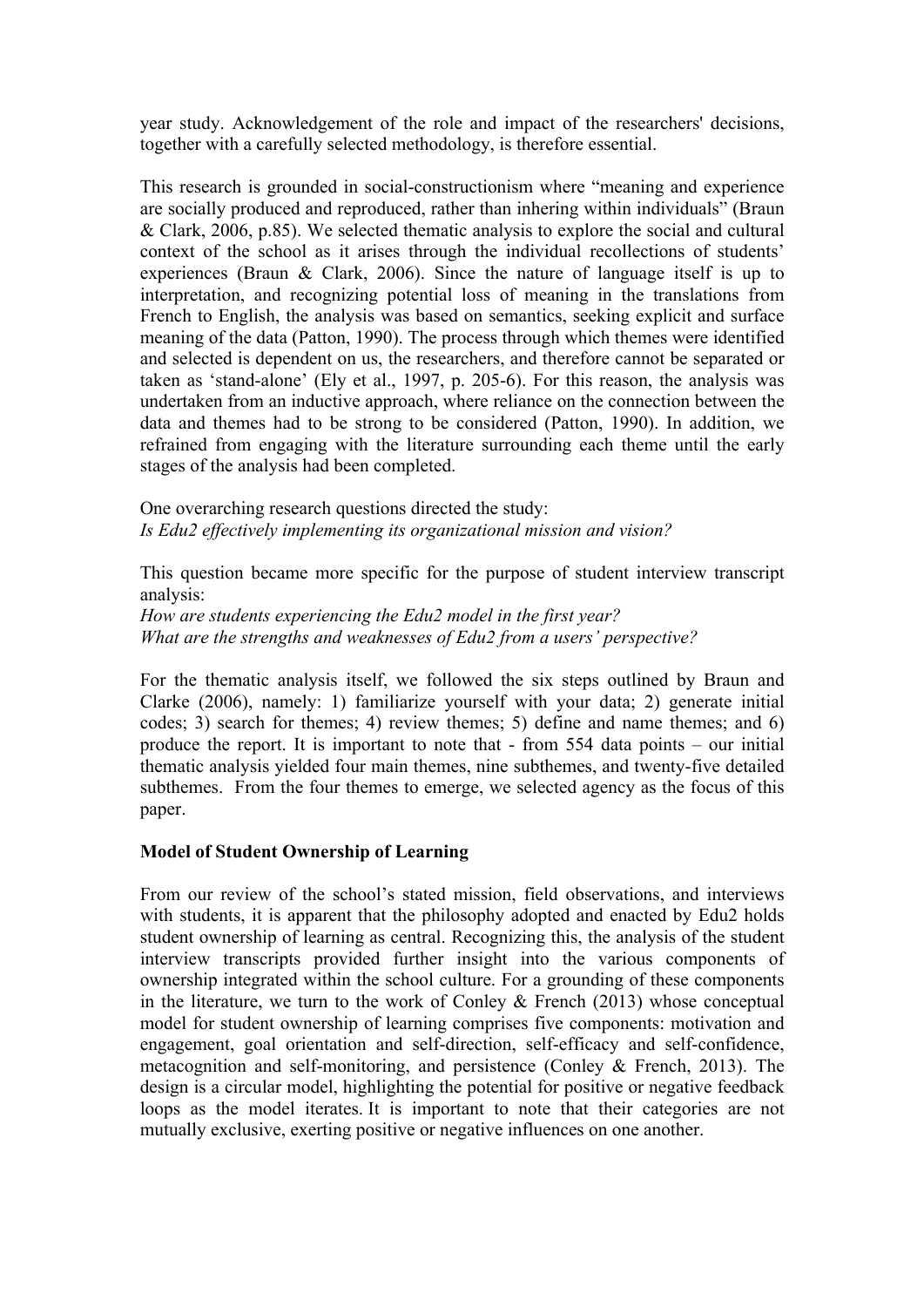year study. Acknowledgement of the role and impact of the researchers' decisions, together with a carefully selected methodology, is therefore essential.

This research is grounded in social-constructionism where "meaning and experience are socially produced and reproduced, rather than inhering within individuals" (Braun & Clark, 2006, p.85). We selected thematic analysis to explore the social and cultural context of the school as it arises through the individual recollections of students' experiences (Braun & Clark, 2006). Since the nature of language itself is up to interpretation, and recognizing potential loss of meaning in the translations from French to English, the analysis was based on semantics, seeking explicit and surface meaning of the data (Patton, 1990). The process through which themes were identified and selected is dependent on us, the researchers, and therefore cannot be separated or taken as 'stand-alone' (Ely et al., 1997, p. 205-6). For this reason, the analysis was undertaken from an inductive approach, where reliance on the connection between the data and themes had to be strong to be considered (Patton, 1990). In addition, we refrained from engaging with the literature surrounding each theme until the early stages of the analysis had been completed.

One overarching research questions directed the study:
*Is Edu2 effectively implementing its organizational mission and vision?*

This question became more specific for the purpose of student interview transcript analysis:
*How are students experiencing the Edu2 model in the first year?*
*What are the strengths and weaknesses of Edu2 from a users' perspective?*

For the thematic analysis itself, we followed the six steps outlined by Braun and Clarke (2006), namely: 1) familiarize yourself with your data; 2) generate initial codes; 3) search for themes; 4) review themes; 5) define and name themes; and 6) produce the report. It is important to note that - from 554 data points – our initial thematic analysis yielded four main themes, nine subthemes, and twenty-five detailed subthemes. From the four themes to emerge, we selected agency as the focus of this paper.

**Model of Student Ownership of Learning**

From our review of the school's stated mission, field observations, and interviews with students, it is apparent that the philosophy adopted and enacted by Edu2 holds student ownership of learning as central. Recognizing this, the analysis of the student interview transcripts provided further insight into the various components of ownership integrated within the school culture. For a grounding of these components in the literature, we turn to the work of Conley & French (2013) whose conceptual model for student ownership of learning comprises five components: motivation and engagement, goal orientation and self-direction, self-efficacy and self-confidence, metacognition and self-monitoring, and persistence (Conley & French, 2013). The design is a circular model, highlighting the potential for positive or negative feedback loops as the model iterates. It is important to note that their categories are not mutually exclusive, exerting positive or negative influences on one another.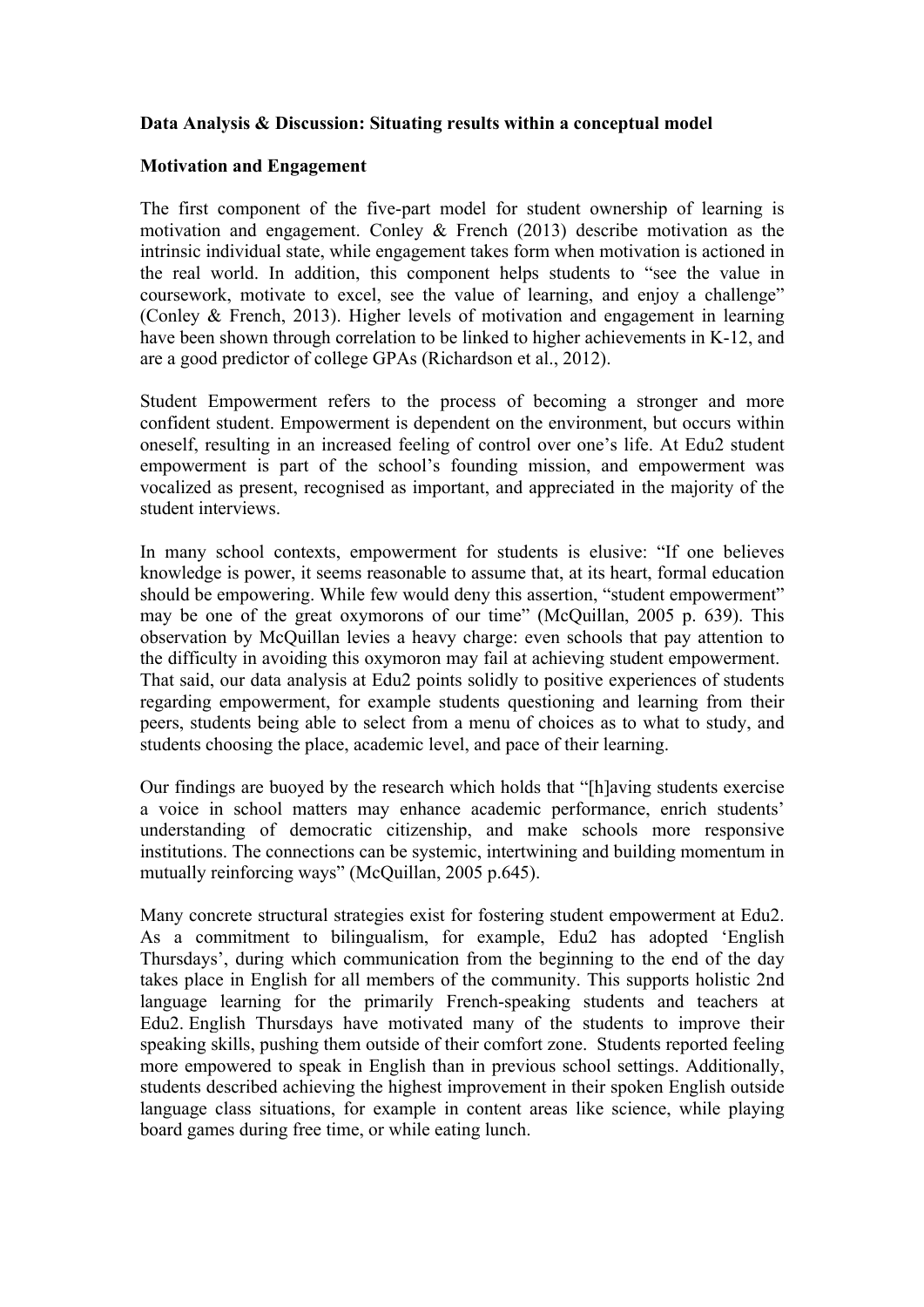**Data Analysis & Discussion: Situating results within a conceptual model**

**Motivation and Engagement**

The first component of the five-part model for student ownership of learning is motivation and engagement. Conley & French (2013) describe motivation as the intrinsic individual state, while engagement takes form when motivation is actioned in the real world. In addition, this component helps students to "see the value in coursework, motivate to excel, see the value of learning, and enjoy a challenge" (Conley & French, 2013). Higher levels of motivation and engagement in learning have been shown through correlation to be linked to higher achievements in K-12, and are a good predictor of college GPAs (Richardson et al., 2012).

Student Empowerment refers to the process of becoming a stronger and more confident student. Empowerment is dependent on the environment, but occurs within oneself, resulting in an increased feeling of control over one's life. At Edu2 student empowerment is part of the school's founding mission, and empowerment was vocalized as present, recognised as important, and appreciated in the majority of the student interviews.

In many school contexts, empowerment for students is elusive: "If one believes knowledge is power, it seems reasonable to assume that, at its heart, formal education should be empowering. While few would deny this assertion, "student empowerment" may be one of the great oxymorons of our time" (McQuillan, 2005 p. 639). This observation by McQuillan levies a heavy charge: even schools that pay attention to the difficulty in avoiding this oxymoron may fail at achieving student empowerment. That said, our data analysis at Edu2 points solidly to positive experiences of students regarding empowerment, for example students questioning and learning from their peers, students being able to select from a menu of choices as to what to study, and students choosing the place, academic level, and pace of their learning.

Our findings are buoyed by the research which holds that "[h]aving students exercise a voice in school matters may enhance academic performance, enrich students' understanding of democratic citizenship, and make schools more responsive institutions. The connections can be systemic, intertwining and building momentum in mutually reinforcing ways" (McQuillan, 2005 p.645).

Many concrete structural strategies exist for fostering student empowerment at Edu2. As a commitment to bilingualism, for example, Edu2 has adopted 'English Thursdays', during which communication from the beginning to the end of the day takes place in English for all members of the community. This supports holistic 2nd language learning for the primarily French-speaking students and teachers at Edu2. English Thursdays have motivated many of the students to improve their speaking skills, pushing them outside of their comfort zone. Students reported feeling more empowered to speak in English than in previous school settings. Additionally, students described achieving the highest improvement in their spoken English outside language class situations, for example in content areas like science, while playing board games during free time, or while eating lunch.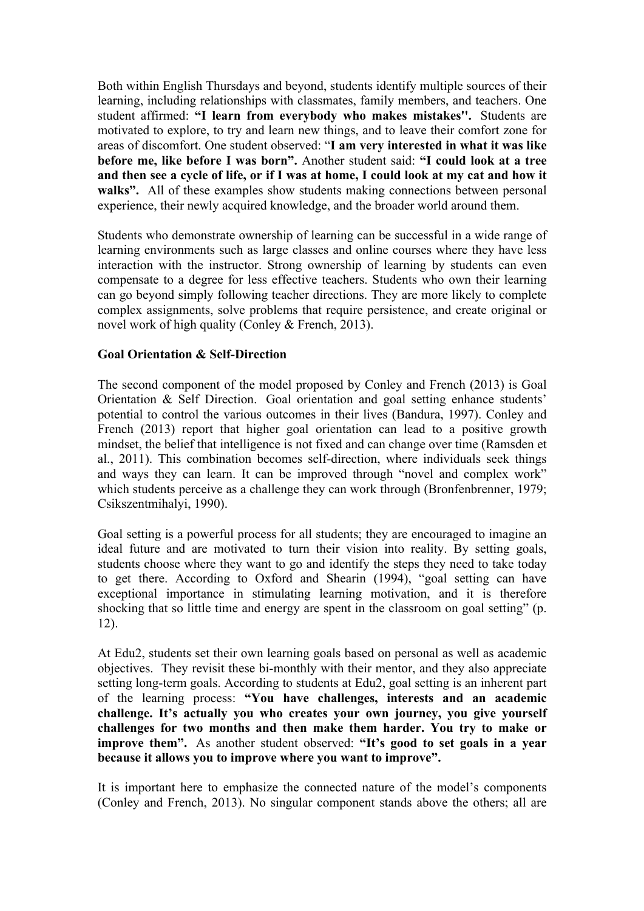Both within English Thursdays and beyond, students identify multiple sources of their learning, including relationships with classmates, family members, and teachers. One student affirmed: **"I learn from everybody who makes mistakes''.** Students are motivated to explore, to try and learn new things, and to leave their comfort zone for areas of discomfort. One student observed: "**I am very interested in what it was like before me, like before I was born".** Another student said: **"I could look at a tree and then see a cycle of life, or if I was at home, I could look at my cat and how it walks".** All of these examples show students making connections between personal experience, their newly acquired knowledge, and the broader world around them.

Students who demonstrate ownership of learning can be successful in a wide range of learning environments such as large classes and online courses where they have less interaction with the instructor. Strong ownership of learning by students can even compensate to a degree for less effective teachers. Students who own their learning can go beyond simply following teacher directions. They are more likely to complete complex assignments, solve problems that require persistence, and create original or novel work of high quality (Conley & French, 2013).

**Goal Orientation & Self-Direction**

The second component of the model proposed by Conley and French (2013) is Goal Orientation & Self Direction. Goal orientation and goal setting enhance students' potential to control the various outcomes in their lives (Bandura, 1997). Conley and French (2013) report that higher goal orientation can lead to a positive growth mindset, the belief that intelligence is not fixed and can change over time (Ramsden et al., 2011). This combination becomes self-direction, where individuals seek things and ways they can learn. It can be improved through "novel and complex work" which students perceive as a challenge they can work through (Bronfenbrenner, 1979; Csikszentmihalyi, 1990).

Goal setting is a powerful process for all students; they are encouraged to imagine an ideal future and are motivated to turn their vision into reality. By setting goals, students choose where they want to go and identify the steps they need to take today to get there. According to Oxford and Shearin (1994), "goal setting can have exceptional importance in stimulating learning motivation, and it is therefore shocking that so little time and energy are spent in the classroom on goal setting" (p. 12).

At Edu2, students set their own learning goals based on personal as well as academic objectives. They revisit these bi-monthly with their mentor, and they also appreciate setting long-term goals. According to students at Edu2, goal setting is an inherent part of the learning process: **"You have challenges, interests and an academic challenge. It's actually you who creates your own journey, you give yourself challenges for two months and then make them harder. You try to make or improve them".** As another student observed: **"It's good to set goals in a year because it allows you to improve where you want to improve".**

It is important here to emphasize the connected nature of the model's components (Conley and French, 2013). No singular component stands above the others; all are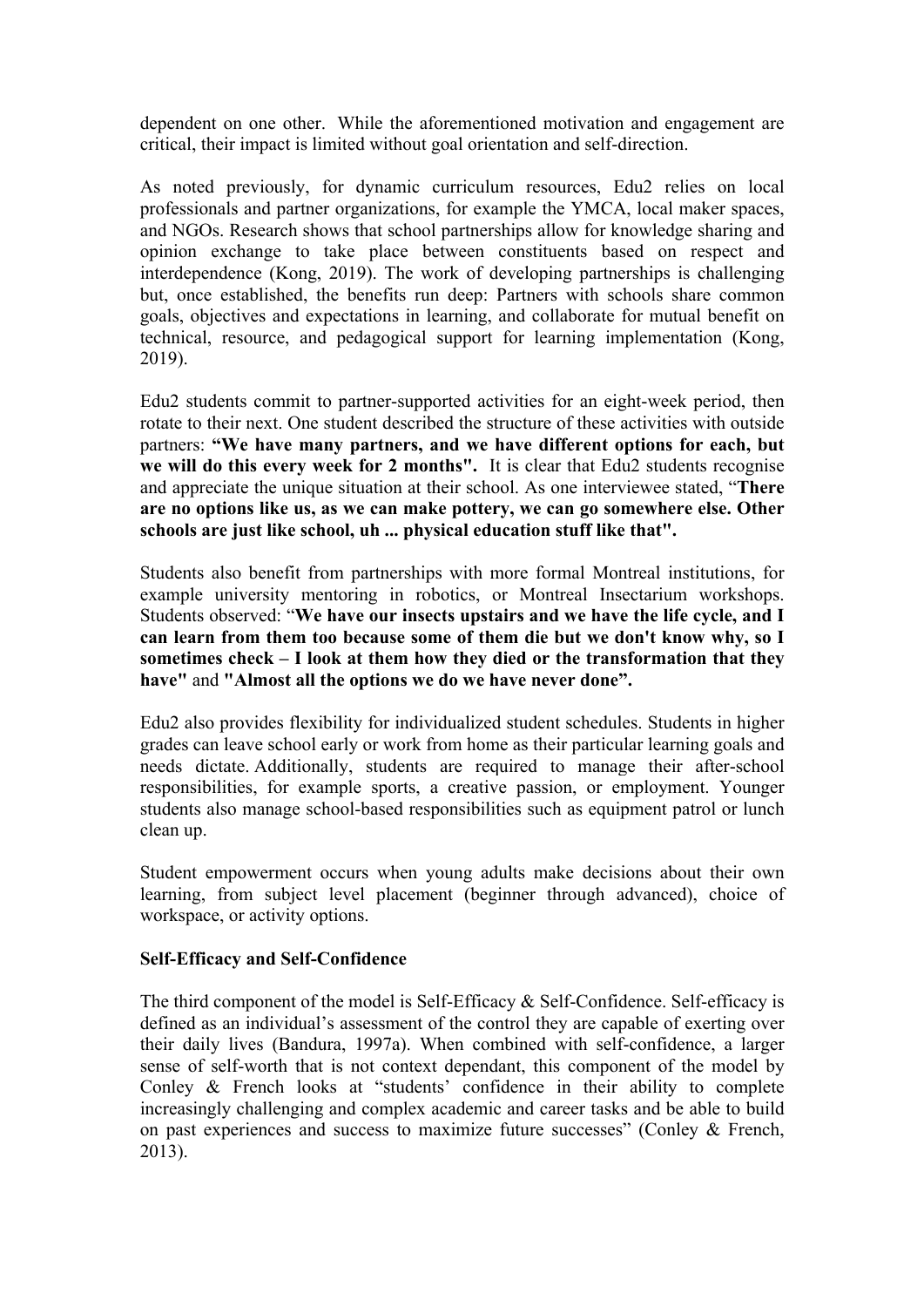dependent on one other. While the aforementioned motivation and engagement are critical, their impact is limited without goal orientation and self-direction.

As noted previously, for dynamic curriculum resources, Edu2 relies on local professionals and partner organizations, for example the YMCA, local maker spaces, and NGOs. Research shows that school partnerships allow for knowledge sharing and opinion exchange to take place between constituents based on respect and interdependence (Kong, 2019). The work of developing partnerships is challenging but, once established, the benefits run deep: Partners with schools share common goals, objectives and expectations in learning, and collaborate for mutual benefit on technical, resource, and pedagogical support for learning implementation (Kong, 2019).

Edu2 students commit to partner-supported activities for an eight-week period, then rotate to their next. One student described the structure of these activities with outside partners: **"We have many partners, and we have different options for each, but we will do this every week for 2 months".** It is clear that Edu2 students recognise and appreciate the unique situation at their school. As one interviewee stated, "**There are no options like us, as we can make pottery, we can go somewhere else. Other schools are just like school, uh ... physical education stuff like that".**

Students also benefit from partnerships with more formal Montreal institutions, for example university mentoring in robotics, or Montreal Insectarium workshops. Students observed: "**We have our insects upstairs and we have the life cycle, and I can learn from them too because some of them die but we don't know why, so I sometimes check – I look at them how they died or the transformation that they have"** and **"Almost all the options we do we have never done".**

Edu2 also provides flexibility for individualized student schedules. Students in higher grades can leave school early or work from home as their particular learning goals and needs dictate. Additionally, students are required to manage their after-school responsibilities, for example sports, a creative passion, or employment. Younger students also manage school-based responsibilities such as equipment patrol or lunch clean up.

Student empowerment occurs when young adults make decisions about their own learning, from subject level placement (beginner through advanced), choice of workspace, or activity options.

**Self-Efficacy and Self-Confidence**

The third component of the model is Self-Efficacy & Self-Confidence. Self-efficacy is defined as an individual's assessment of the control they are capable of exerting over their daily lives (Bandura, 1997a). When combined with self-confidence, a larger sense of self-worth that is not context dependant, this component of the model by Conley & French looks at "students' confidence in their ability to complete increasingly challenging and complex academic and career tasks and be able to build on past experiences and success to maximize future successes" (Conley & French, 2013).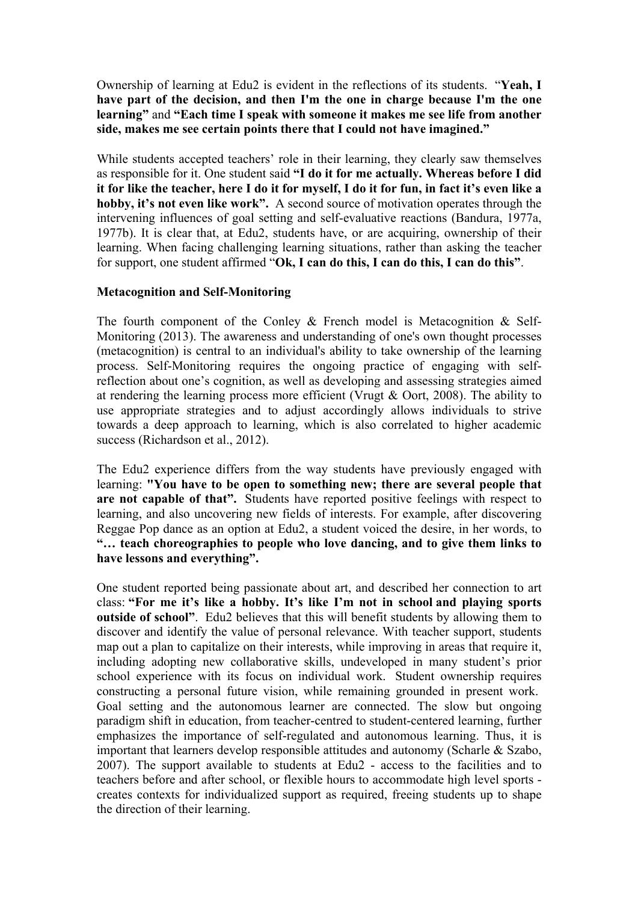Ownership of learning at Edu2 is evident in the reflections of its students. "**Yeah, I have part of the decision, and then I'm the one in charge because I'm the one learning"** and **"Each time I speak with someone it makes me see life from another side, makes me see certain points there that I could not have imagined."**

While students accepted teachers' role in their learning, they clearly saw themselves as responsible for it. One student said **"I do it for me actually. Whereas before I did it for like the teacher, here I do it for myself, I do it for fun, in fact it's even like a hobby, it's not even like work".** A second source of motivation operates through the intervening influences of goal setting and self-evaluative reactions (Bandura, 1977a, 1977b). It is clear that, at Edu2, students have, or are acquiring, ownership of their learning. When facing challenging learning situations, rather than asking the teacher for support, one student affirmed "**Ok, I can do this, I can do this, I can do this**".

**Metacognition and Self-Monitoring**

The fourth component of the Conley & French model is Metacognition & Self-Monitoring (2013). The awareness and understanding of one's own thought processes (metacognition) is central to an individual's ability to take ownership of the learning process. Self-Monitoring requires the ongoing practice of engaging with self-reflection about one's cognition, as well as developing and assessing strategies aimed at rendering the learning process more efficient (Vrugt & Oort, 2008). The ability to use appropriate strategies and to adjust accordingly allows individuals to strive towards a deep approach to learning, which is also correlated to higher academic success (Richardson et al., 2012).

The Edu2 experience differs from the way students have previously engaged with learning: **"You have to be open to something new; there are several people that are not capable of that".** Students have reported positive feelings with respect to learning, and also uncovering new fields of interests. For example, after discovering Reggae Pop dance as an option at Edu2, a student voiced the desire, in her words, to **"… teach choreographies to people who love dancing, and to give them links to have lessons and everything".**

One student reported being passionate about art, and described her connection to art class: **"For me it's like a hobby. It's like I'm not in school and playing sports outside of school"**. Edu2 believes that this will benefit students by allowing them to discover and identify the value of personal relevance. With teacher support, students map out a plan to capitalize on their interests, while improving in areas that require it, including adopting new collaborative skills, undeveloped in many student's prior school experience with its focus on individual work. Student ownership requires constructing a personal future vision, while remaining grounded in present work. Goal setting and the autonomous learner are connected. The slow but ongoing paradigm shift in education, from teacher-centred to student-centered learning, further emphasizes the importance of self-regulated and autonomous learning. Thus, it is important that learners develop responsible attitudes and autonomy (Scharle & Szabo, 2007). The support available to students at Edu2 - access to the facilities and to teachers before and after school, or flexible hours to accommodate high level sports - creates contexts for individualized support as required, freeing students up to shape the direction of their learning.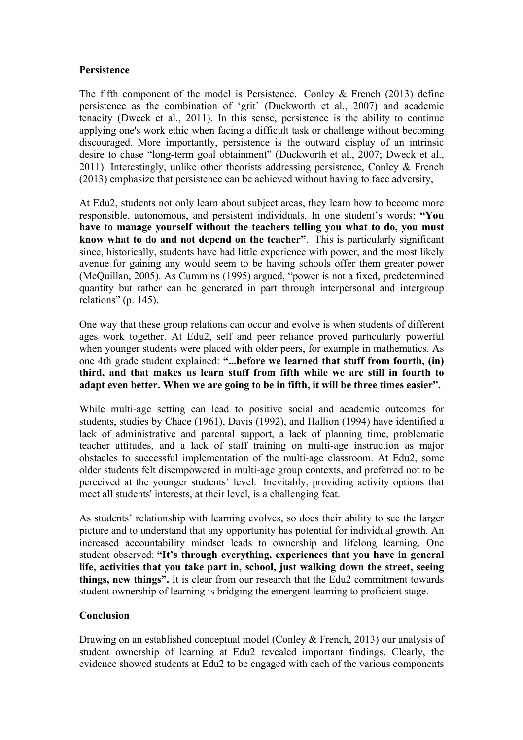**Persistence**

The fifth component of the model is Persistence. Conley & French (2013) define persistence as the combination of 'grit' (Duckworth et al., 2007) and academic tenacity (Dweck et al., 2011). In this sense, persistence is the ability to continue applying one's work ethic when facing a difficult task or challenge without becoming discouraged. More importantly, persistence is the outward display of an intrinsic desire to chase "long-term goal obtainment" (Duckworth et al., 2007; Dweck et al., 2011). Interestingly, unlike other theorists addressing persistence, Conley & French (2013) emphasize that persistence can be achieved without having to face adversity,

At Edu2, students not only learn about subject areas, they learn how to become more responsible, autonomous, and persistent individuals. In one student's words: **"You have to manage yourself without the teachers telling you what to do, you must know what to do and not depend on the teacher"**. This is particularly significant since, historically, students have had little experience with power, and the most likely avenue for gaining any would seem to be having schools offer them greater power (McQuillan, 2005). As Cummins (1995) argued, "power is not a fixed, predetermined quantity but rather can be generated in part through interpersonal and intergroup relations" (p. 145).

One way that these group relations can occur and evolve is when students of different ages work together. At Edu2, self and peer reliance proved particularly powerful when younger students were placed with older peers, for example in mathematics. As one 4th grade student explained: **"...before we learned that stuff from fourth, (in) third, and that makes us learn stuff from fifth while we are still in fourth to adapt even better. When we are going to be in fifth, it will be three times easier".**

While multi-age setting can lead to positive social and academic outcomes for students, studies by Chace (1961), Davis (1992), and Hallion (1994) have identified a lack of administrative and parental support, a lack of planning time, problematic teacher attitudes, and a lack of staff training on multi-age instruction as major obstacles to successful implementation of the multi-age classroom. At Edu2, some older students felt disempowered in multi-age group contexts, and preferred not to be perceived at the younger students' level. Inevitably, providing activity options that meet all students' interests, at their level, is a challenging feat.

As students' relationship with learning evolves, so does their ability to see the larger picture and to understand that any opportunity has potential for individual growth. An increased accountability mindset leads to ownership and lifelong learning. One student observed: **"It's through everything, experiences that you have in general life, activities that you take part in, school, just walking down the street, seeing things, new things".** It is clear from our research that the Edu2 commitment towards student ownership of learning is bridging the emergent learning to proficient stage.

**Conclusion**

Drawing on an established conceptual model (Conley & French, 2013) our analysis of student ownership of learning at Edu2 revealed important findings. Clearly, the evidence showed students at Edu2 to be engaged with each of the various components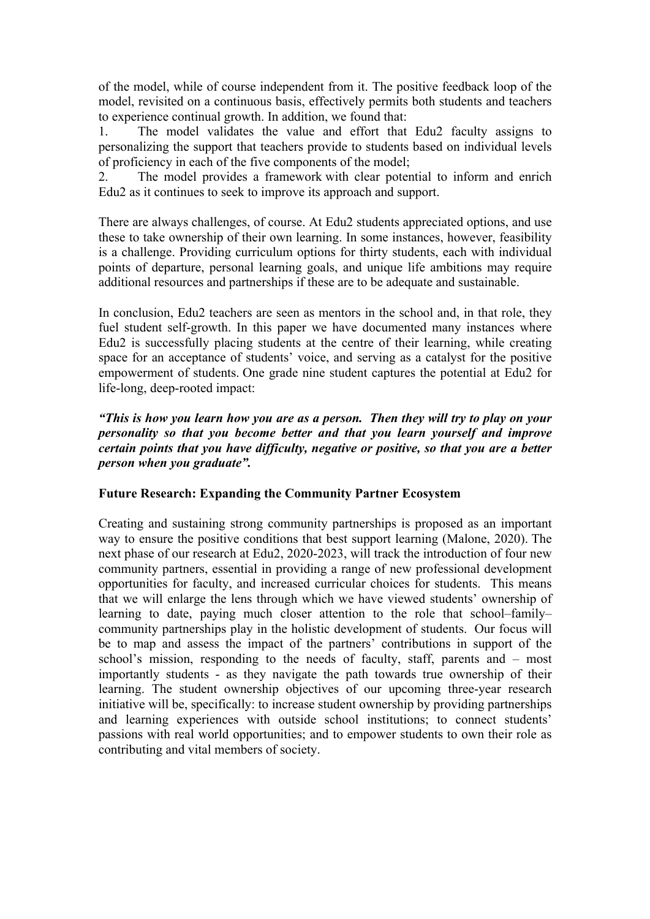of the model, while of course independent from it. The positive feedback loop of the model, revisited on a continuous basis, effectively permits both students and teachers to experience continual growth. In addition, we found that:

1. The model validates the value and effort that Edu2 faculty assigns to personalizing the support that teachers provide to students based on individual levels of proficiency in each of the five components of the model;
2. The model provides a framework with clear potential to inform and enrich Edu2 as it continues to seek to improve its approach and support.

There are always challenges, of course. At Edu2 students appreciated options, and use these to take ownership of their own learning. In some instances, however, feasibility is a challenge. Providing curriculum options for thirty students, each with individual points of departure, personal learning goals, and unique life ambitions may require additional resources and partnerships if these are to be adequate and sustainable.

In conclusion, Edu2 teachers are seen as mentors in the school and, in that role, they fuel student self-growth. In this paper we have documented many instances where Edu2 is successfully placing students at the centre of their learning, while creating space for an acceptance of students' voice, and serving as a catalyst for the positive empowerment of students. One grade nine student captures the potential at Edu2 for life-long, deep-rooted impact:

***"This is how you learn how you are as a person. Then they will try to play on your personality so that you become better and that you learn yourself and improve certain points that you have difficulty, negative or positive, so that you are a better person when you graduate".***

**Future Research: Expanding the Community Partner Ecosystem**

Creating and sustaining strong community partnerships is proposed as an important way to ensure the positive conditions that best support learning (Malone, 2020). The next phase of our research at Edu2, 2020-2023, will track the introduction of four new community partners, essential in providing a range of new professional development opportunities for faculty, and increased curricular choices for students. This means that we will enlarge the lens through which we have viewed students' ownership of learning to date, paying much closer attention to the role that school–family–community partnerships play in the holistic development of students. Our focus will be to map and assess the impact of the partners' contributions in support of the school's mission, responding to the needs of faculty, staff, parents and – most importantly students - as they navigate the path towards true ownership of their learning. The student ownership objectives of our upcoming three-year research initiative will be, specifically: to increase student ownership by providing partnerships and learning experiences with outside school institutions; to connect students' passions with real world opportunities; and to empower students to own their role as contributing and vital members of society.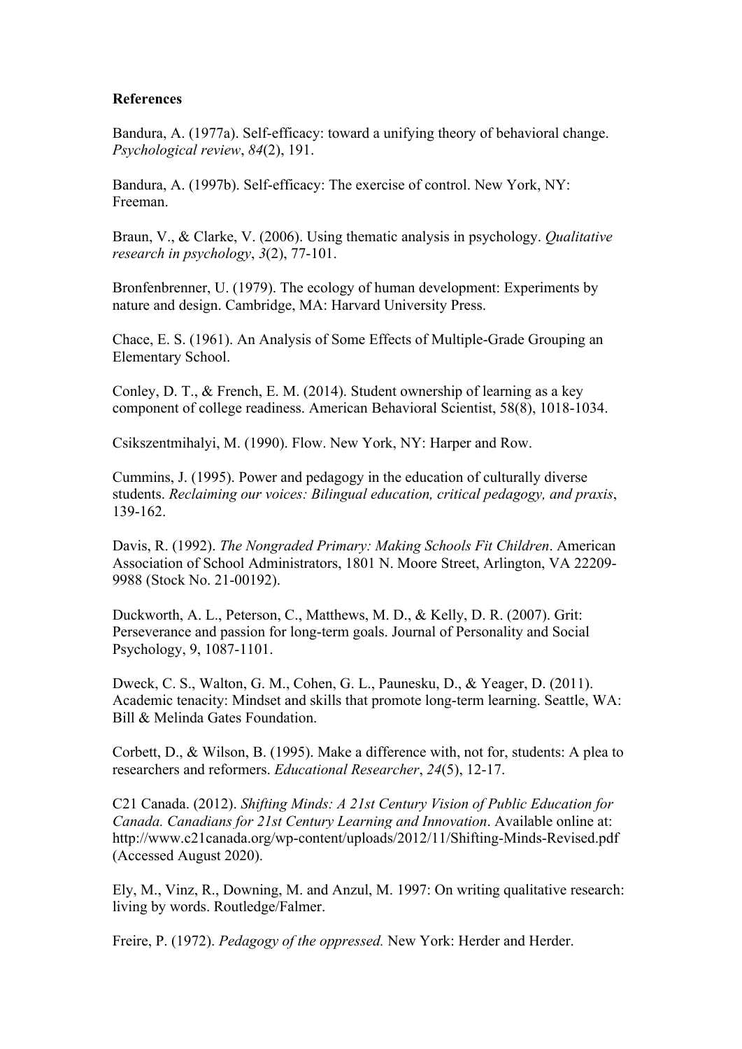**References**

Bandura, A. (1977a). Self-efficacy: toward a unifying theory of behavioral change. *Psychological review*, *84*(2), 191.

Bandura, A. (1997b). Self-efficacy: The exercise of control. New York, NY: Freeman.

Braun, V., & Clarke, V. (2006). Using thematic analysis in psychology. *Qualitative research in psychology*, *3*(2), 77-101.

Bronfenbrenner, U. (1979). The ecology of human development: Experiments by nature and design. Cambridge, MA: Harvard University Press.

Chace, E. S. (1961). An Analysis of Some Effects of Multiple-Grade Grouping an Elementary School.

Conley, D. T., & French, E. M. (2014). Student ownership of learning as a key component of college readiness. American Behavioral Scientist, 58(8), 1018-1034.

Csikszentmihalyi, M. (1990). Flow. New York, NY: Harper and Row.

Cummins, J. (1995). Power and pedagogy in the education of culturally diverse students. *Reclaiming our voices: Bilingual education, critical pedagogy, and praxis*, 139-162.

Davis, R. (1992). *The Nongraded Primary: Making Schools Fit Children*. American Association of School Administrators, 1801 N. Moore Street, Arlington, VA 22209-9988 (Stock No. 21-00192).

Duckworth, A. L., Peterson, C., Matthews, M. D., & Kelly, D. R. (2007). Grit: Perseverance and passion for long-term goals. Journal of Personality and Social Psychology, 9, 1087-1101.

Dweck, C. S., Walton, G. M., Cohen, G. L., Paunesku, D., & Yeager, D. (2011). Academic tenacity: Mindset and skills that promote long-term learning. Seattle, WA: Bill & Melinda Gates Foundation.

Corbett, D., & Wilson, B. (1995). Make a difference with, not for, students: A plea to researchers and reformers. *Educational Researcher*, *24*(5), 12-17.

C21 Canada. (2012). *Shifting Minds: A 21st Century Vision of Public Education for Canada. Canadians for 21st Century Learning and Innovation*. Available online at: http://www.c21canada.org/wp-content/uploads/2012/11/Shifting-Minds-Revised.pdf (Accessed August 2020).

Ely, M., Vinz, R., Downing, M. and Anzul, M. 1997: On writing qualitative research: living by words. Routledge/Falmer.

Freire, P. (1972). *Pedagogy of the oppressed.* New York: Herder and Herder.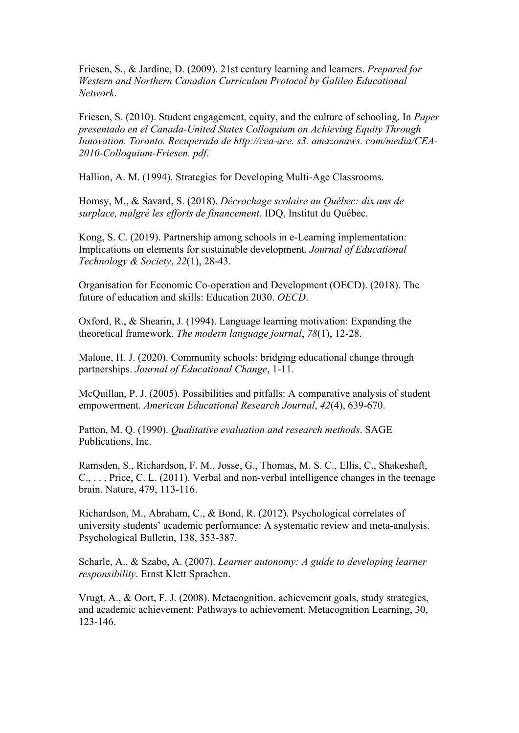Friesen, S., & Jardine, D. (2009). 21st century learning and learners. *Prepared for Western and Northern Canadian Curriculum Protocol by Galileo Educational Network*.

Friesen, S. (2010). Student engagement, equity, and the culture of schooling. In *Paper presentado en el Canada-United States Colloquium on Achieving Equity Through Innovation. Toronto. Recuperado de http://cea-ace. s3. amazonaws. com/media/CEA-2010-Colloquium-Friesen. pdf*.

Hallion, A. M. (1994). Strategies for Developing Multi-Age Classrooms.

Homsy, M., & Savard, S. (2018). *Décrochage scolaire au Québec: dix ans de surplace, malgré les efforts de financement*. IDQ, Institut du Québec.

Kong, S. C. (2019). Partnership among schools in e-Learning implementation: Implications on elements for sustainable development. *Journal of Educational Technology & Society*, *22*(1), 28-43.

Organisation for Economic Co-operation and Development (OECD). (2018). The future of education and skills: Education 2030. *OECD*.

Oxford, R., & Shearin, J. (1994). Language learning motivation: Expanding the theoretical framework. *The modern language journal*, *78*(1), 12-28.

Malone, H. J. (2020). Community schools: bridging educational change through partnerships. *Journal of Educational Change*, 1-11.

McQuillan, P. J. (2005). Possibilities and pitfalls: A comparative analysis of student empowerment. *American Educational Research Journal*, *42*(4), 639-670.

Patton, M. Q. (1990). *Qualitative evaluation and research methods*. SAGE Publications, Inc.

Ramsden, S., Richardson, F. M., Josse, G., Thomas, M. S. C., Ellis, C., Shakeshaft, C., . . . Price, C. L. (2011). Verbal and non-verbal intelligence changes in the teenage brain. Nature, 479, 113-116.

Richardson, M., Abraham, C., & Bond, R. (2012). Psychological correlates of university students' academic performance: A systematic review and meta-analysis. Psychological Bulletin, 138, 353-387.

Scharle, A., & Szabo, A. (2007). *Learner autonomy: A guide to developing learner responsibility*. Ernst Klett Sprachen.

Vrugt, A., & Oort, F. J. (2008). Metacognition, achievement goals, study strategies, and academic achievement: Pathways to achievement. Metacognition Learning, 30, 123-146.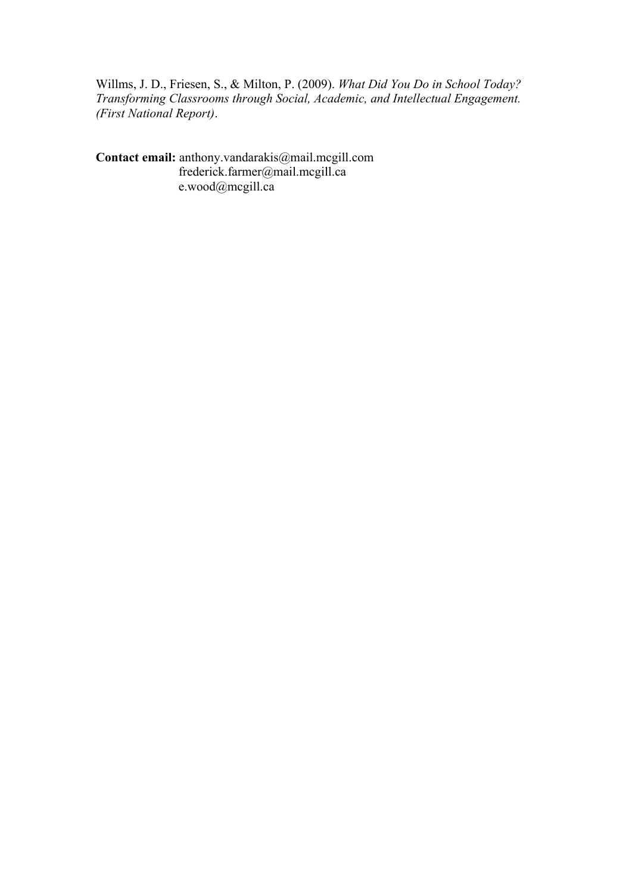Willms, J. D., Friesen, S., & Milton, P. (2009). *What Did You Do in School Today? Transforming Classrooms through Social, Academic, and Intellectual Engagement. (First National Report)*.

**Contact email:** anthony.vandarakis@mail.mcgill.com
frederick.farmer@mail.mcgill.ca
e.wood@mcgill.ca